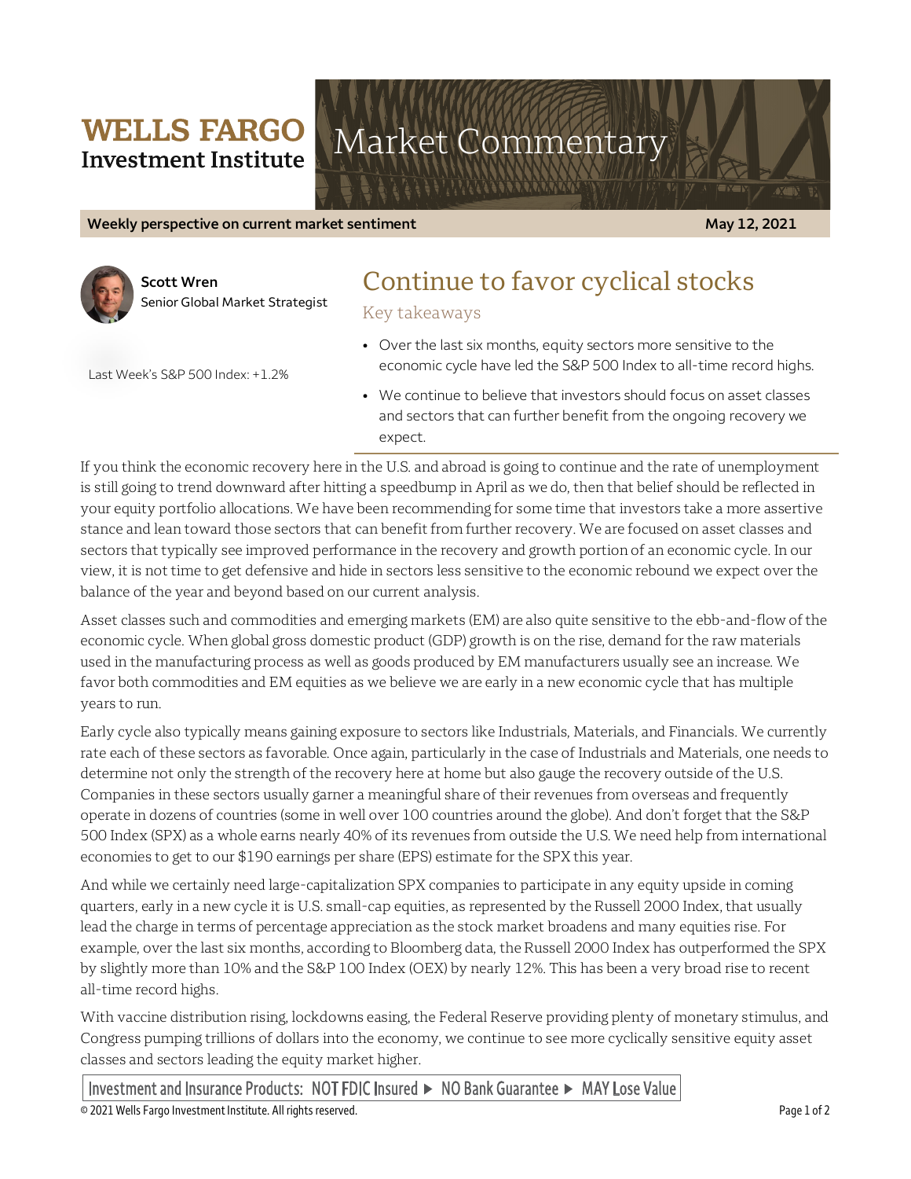**WELLS FARGO Investment Institute**

# Market Commentary

**Weekly perspective on current market sentiment** **May 12, 2021**

**Scott Wren**
Senior Global Market Strategist

Last Week's S&P 500 Index: +1.2%

## Continue to favor cyclical stocks

### Key takeaways

- Over the last six months, equity sectors more sensitive to the economic cycle have led the S&P 500 Index to all-time record highs.
- We continue to believe that investors should focus on asset classes and sectors that can further benefit from the ongoing recovery we expect.

If you think the economic recovery here in the U.S. and abroad is going to continue and the rate of unemployment is still going to trend downward after hitting a speedbump in April as we do, then that belief should be reflected in your equity portfolio allocations. We have been recommending for some time that investors take a more assertive stance and lean toward those sectors that can benefit from further recovery. We are focused on asset classes and sectors that typically see improved performance in the recovery and growth portion of an economic cycle. In our view, it is not time to get defensive and hide in sectors less sensitive to the economic rebound we expect over the balance of the year and beyond based on our current analysis.

Asset classes such and commodities and emerging markets (EM) are also quite sensitive to the ebb-and-flow of the economic cycle. When global gross domestic product (GDP) growth is on the rise, demand for the raw materials used in the manufacturing process as well as goods produced by EM manufacturers usually see an increase. We favor both commodities and EM equities as we believe we are early in a new economic cycle that has multiple years to run.

Early cycle also typically means gaining exposure to sectors like Industrials, Materials, and Financials. We currently rate each of these sectors as favorable. Once again, particularly in the case of Industrials and Materials, one needs to determine not only the strength of the recovery here at home but also gauge the recovery outside of the U.S. Companies in these sectors usually garner a meaningful share of their revenues from overseas and frequently operate in dozens of countries (some in well over 100 countries around the globe). And don't forget that the S&P 500 Index (SPX) as a whole earns nearly 40% of its revenues from outside the U.S. We need help from international economies to get to our $190 earnings per share (EPS) estimate for the SPX this year.

And while we certainly need large-capitalization SPX companies to participate in any equity upside in coming quarters, early in a new cycle it is U.S. small-cap equities, as represented by the Russell 2000 Index, that usually lead the charge in terms of percentage appreciation as the stock market broadens and many equities rise. For example, over the last six months, according to Bloomberg data, the Russell 2000 Index has outperformed the SPX by slightly more than 10% and the S&P 100 Index (OEX) by nearly 12%. This has been a very broad rise to recent all-time record highs.

With vaccine distribution rising, lockdowns easing, the Federal Reserve providing plenty of monetary stimulus, and Congress pumping trillions of dollars into the economy, we continue to see more cyclically sensitive equity asset classes and sectors leading the equity market higher.

Investment and Insurance Products: NOT FDIC Insured ▶ NO Bank Guarantee ▶ MAY Lose Value

© 2021 Wells Fargo Investment Institute. All rights reserved.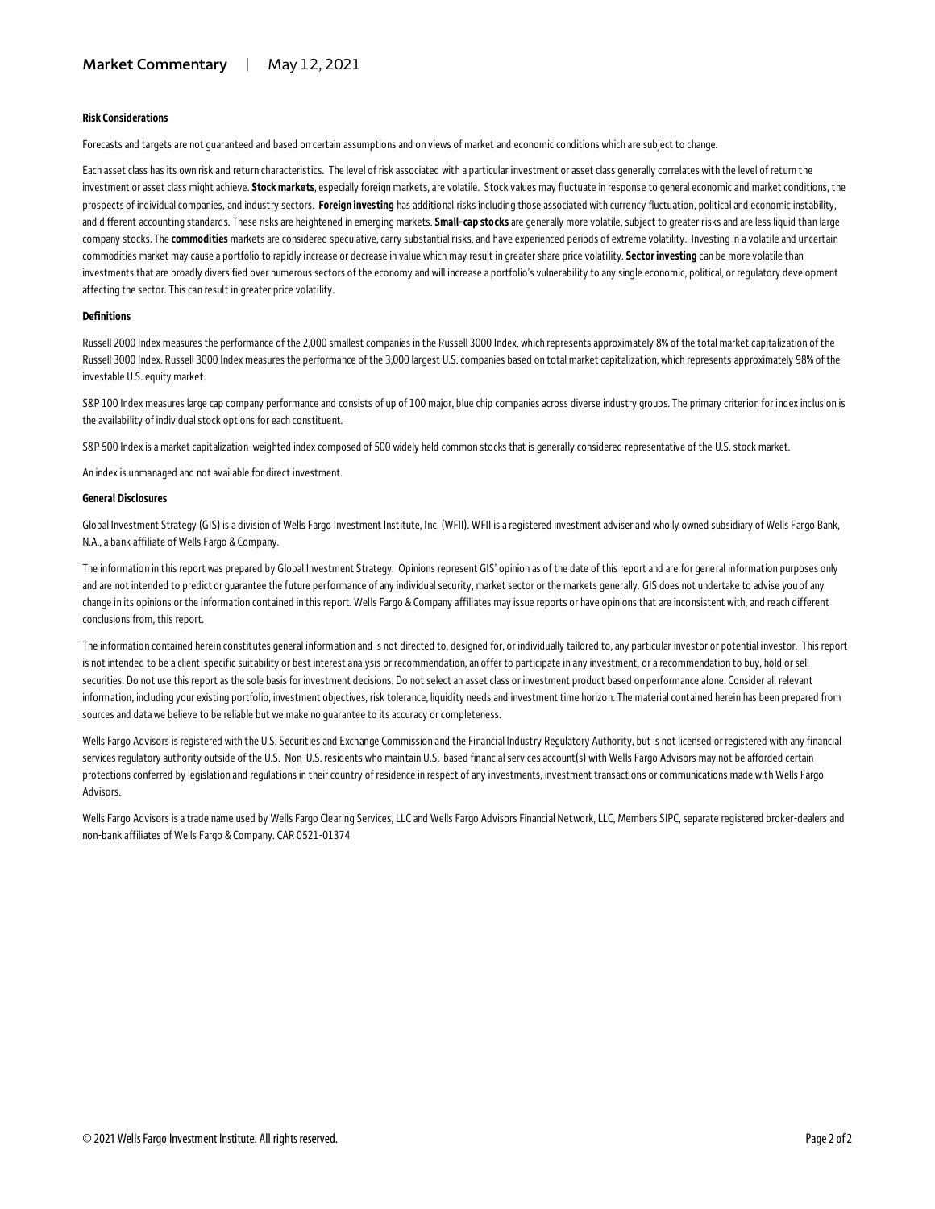**Risk Considerations**

Forecasts and targets are not guaranteed and based on certain assumptions and on views of market and economic conditions which are subject to change.

Each asset class has its own risk and return characteristics. The level of risk associated with a particular investment or asset class generally correlates with the level of return the investment or asset class might achieve. **Stock markets**, especially foreign markets, are volatile. Stock values may fluctuate in response to general economic and market conditions, the prospects of individual companies, and industry sectors. **Foreign investing** has additional risks including those associated with currency fluctuation, political and economic instability, and different accounting standards. These risks are heightened in emerging markets. **Small-cap stocks** are generally more volatile, subject to greater risks and are less liquid than large company stocks. The **commodities** markets are considered speculative, carry substantial risks, and have experienced periods of extreme volatility. Investing in a volatile and uncertain commodities market may cause a portfolio to rapidly increase or decrease in value which may result in greater share price volatility. **Sector investing** can be more volatile than investments that are broadly diversified over numerous sectors of the economy and will increase a portfolio's vulnerability to any single economic, political, or regulatory development affecting the sector. This can result in greater price volatility.

**Definitions**

Russell 2000 Index measures the performance of the 2,000 smallest companies in the Russell 3000 Index, which represents approximately 8% of the total market capitalization of the Russell 3000 Index. Russell 3000 Index measures the performance of the 3,000 largest U.S. companies based on total market capitalization, which represents approximately 98% of the investable U.S. equity market.

S&P 100 Index measures large cap company performance and consists of up of 100 major, blue chip companies across diverse industry groups. The primary criterion for index inclusion is the availability of individual stock options for each constituent.

S&P 500 Index is a market capitalization-weighted index composed of 500 widely held common stocks that is generally considered representative of the U.S. stock market.

An index is unmanaged and not available for direct investment.

**General Disclosures**

Global Investment Strategy (GIS) is a division of Wells Fargo Investment Institute, Inc. (WFII). WFII is a registered investment adviser and wholly owned subsidiary of Wells Fargo Bank, N.A., a bank affiliate of Wells Fargo & Company.

The information in this report was prepared by Global Investment Strategy. Opinions represent GIS' opinion as of the date of this report and are for general information purposes only and are not intended to predict or guarantee the future performance of any individual security, market sector or the markets generally. GIS does not undertake to advise you of any change in its opinions or the information contained in this report. Wells Fargo & Company affiliates may issue reports or have opinions that are inconsistent with, and reach different conclusions from, this report.

The information contained herein constitutes general information and is not directed to, designed for, or individually tailored to, any particular investor or potential investor. This report is not intended to be a client-specific suitability or best interest analysis or recommendation, an offer to participate in any investment, or a recommendation to buy, hold or sell securities. Do not use this report as the sole basis for investment decisions. Do not select an asset class or investment product based on performance alone. Consider all relevant information, including your existing portfolio, investment objectives, risk tolerance, liquidity needs and investment time horizon. The material contained herein has been prepared from sources and data we believe to be reliable but we make no guarantee to its accuracy or completeness.

Wells Fargo Advisors is registered with the U.S. Securities and Exchange Commission and the Financial Industry Regulatory Authority, but is not licensed or registered with any financial services regulatory authority outside of the U.S. Non-U.S. residents who maintain U.S.-based financial services account(s) with Wells Fargo Advisors may not be afforded certain protections conferred by legislation and regulations in their country of residence in respect of any investments, investment transactions or communications made with Wells Fargo Advisors.

Wells Fargo Advisors is a trade name used by Wells Fargo Clearing Services, LLC and Wells Fargo Advisors Financial Network, LLC, Members SIPC, separate registered broker-dealers and non-bank affiliates of Wells Fargo & Company. CAR 0521-01374